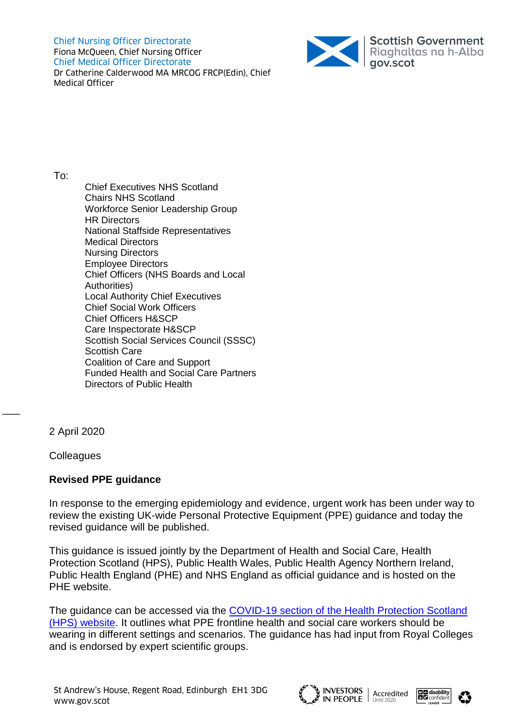Chief Nursing Officer Directorate
Fiona McQueen, Chief Nursing Officer
Chief Medical Officer Directorate
Dr Catherine Calderwood MA MRCOG FRCP(Edin), Chief Medical Officer

Scottish Government
Riaghaltas na h-Alba
gov.scot

To:

Chief Executives NHS Scotland
Chairs NHS Scotland
Workforce Senior Leadership Group
HR Directors
National Staffside Representatives
Medical Directors
Nursing Directors
Employee Directors
Chief Officers (NHS Boards and Local Authorities)
Local Authority Chief Executives
Chief Social Work Officers
Chief Officers H&SCP
Care Inspectorate H&SCP
Scottish Social Services Council (SSSC)
Scottish Care
Coalition of Care and Support
Funded Health and Social Care Partners
Directors of Public Health

2 April 2020

Colleagues

**Revised PPE guidance**

In response to the emerging epidemiology and evidence, urgent work has been under way to review the existing UK-wide Personal Protective Equipment (PPE) guidance and today the revised guidance will be published.

This guidance is issued jointly by the Department of Health and Social Care, Health Protection Scotland (HPS), Public Health Wales, Public Health Agency Northern Ireland, Public Health England (PHE) and NHS England as official guidance and is hosted on the PHE website.

The guidance can be accessed via the COVID-19 section of the Health Protection Scotland (HPS) website. It outlines what PPE frontline health and social care workers should be wearing in different settings and scenarios. The guidance has had input from Royal Colleges and is endorsed by expert scientific groups.

St Andrew's House, Regent Road, Edinburgh EH1 3DG
www.gov.scot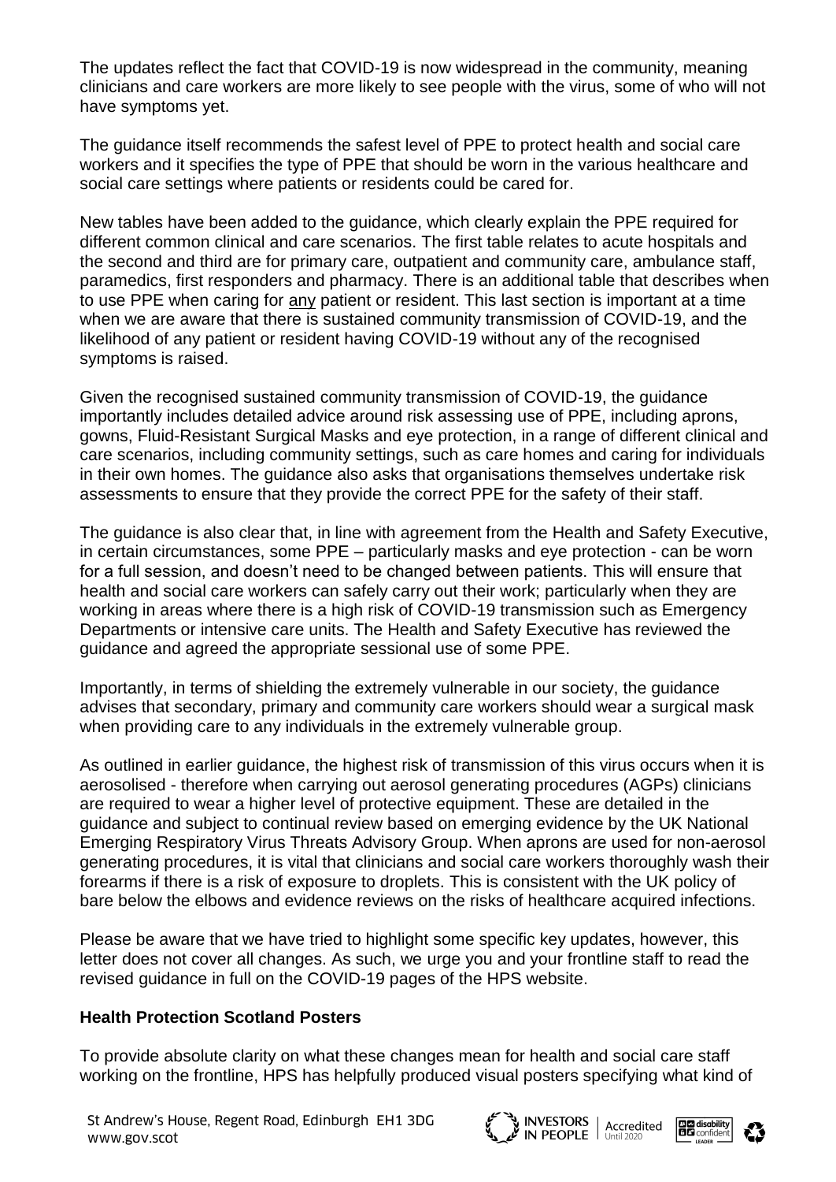The updates reflect the fact that COVID-19 is now widespread in the community, meaning clinicians and care workers are more likely to see people with the virus, some of who will not have symptoms yet.

The guidance itself recommends the safest level of PPE to protect health and social care workers and it specifies the type of PPE that should be worn in the various healthcare and social care settings where patients or residents could be cared for.

New tables have been added to the guidance, which clearly explain the PPE required for different common clinical and care scenarios. The first table relates to acute hospitals and the second and third are for primary care, outpatient and community care, ambulance staff, paramedics, first responders and pharmacy. There is an additional table that describes when to use PPE when caring for any patient or resident. This last section is important at a time when we are aware that there is sustained community transmission of COVID-19, and the likelihood of any patient or resident having COVID-19 without any of the recognised symptoms is raised.

Given the recognised sustained community transmission of COVID-19, the guidance importantly includes detailed advice around risk assessing use of PPE, including aprons, gowns, Fluid-Resistant Surgical Masks and eye protection, in a range of different clinical and care scenarios, including community settings, such as care homes and caring for individuals in their own homes. The guidance also asks that organisations themselves undertake risk assessments to ensure that they provide the correct PPE for the safety of their staff.

The guidance is also clear that, in line with agreement from the Health and Safety Executive, in certain circumstances, some PPE – particularly masks and eye protection - can be worn for a full session, and doesn't need to be changed between patients. This will ensure that health and social care workers can safely carry out their work; particularly when they are working in areas where there is a high risk of COVID-19 transmission such as Emergency Departments or intensive care units. The Health and Safety Executive has reviewed the guidance and agreed the appropriate sessional use of some PPE.

Importantly, in terms of shielding the extremely vulnerable in our society, the guidance advises that secondary, primary and community care workers should wear a surgical mask when providing care to any individuals in the extremely vulnerable group.

As outlined in earlier guidance, the highest risk of transmission of this virus occurs when it is aerosolised - therefore when carrying out aerosol generating procedures (AGPs) clinicians are required to wear a higher level of protective equipment. These are detailed in the guidance and subject to continual review based on emerging evidence by the UK National Emerging Respiratory Virus Threats Advisory Group. When aprons are used for non-aerosol generating procedures, it is vital that clinicians and social care workers thoroughly wash their forearms if there is a risk of exposure to droplets. This is consistent with the UK policy of bare below the elbows and evidence reviews on the risks of healthcare acquired infections.

Please be aware that we have tried to highlight some specific key updates, however, this letter does not cover all changes. As such, we urge you and your frontline staff to read the revised guidance in full on the COVID-19 pages of the HPS website.

**Health Protection Scotland Posters**

To provide absolute clarity on what these changes mean for health and social care staff working on the frontline, HPS has helpfully produced visual posters specifying what kind of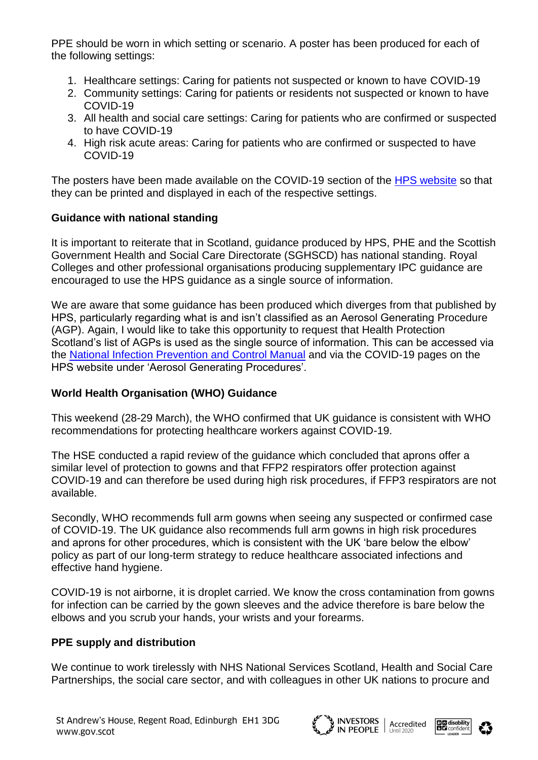PPE should be worn in which setting or scenario. A poster has been produced for each of the following settings:

1. Healthcare settings: Caring for patients not suspected or known to have COVID-19
2. Community settings: Caring for patients or residents not suspected or known to have COVID-19
3. All health and social care settings: Caring for patients who are confirmed or suspected to have COVID-19
4. High risk acute areas: Caring for patients who are confirmed or suspected to have COVID-19

The posters have been made available on the COVID-19 section of the HPS website so that they can be printed and displayed in each of the respective settings.

**Guidance with national standing**

It is important to reiterate that in Scotland, guidance produced by HPS, PHE and the Scottish Government Health and Social Care Directorate (SGHSCD) has national standing. Royal Colleges and other professional organisations producing supplementary IPC guidance are encouraged to use the HPS guidance as a single source of information.

We are aware that some guidance has been produced which diverges from that published by HPS, particularly regarding what is and isn't classified as an Aerosol Generating Procedure (AGP). Again, I would like to take this opportunity to request that Health Protection Scotland's list of AGPs is used as the single source of information. This can be accessed via the National Infection Prevention and Control Manual and via the COVID-19 pages on the HPS website under 'Aerosol Generating Procedures'.

**World Health Organisation (WHO) Guidance**

This weekend (28-29 March), the WHO confirmed that UK guidance is consistent with WHO recommendations for protecting healthcare workers against COVID-19.

The HSE conducted a rapid review of the guidance which concluded that aprons offer a similar level of protection to gowns and that FFP2 respirators offer protection against COVID-19 and can therefore be used during high risk procedures, if FFP3 respirators are not available.

Secondly, WHO recommends full arm gowns when seeing any suspected or confirmed case of COVID-19. The UK guidance also recommends full arm gowns in high risk procedures and aprons for other procedures, which is consistent with the UK 'bare below the elbow' policy as part of our long-term strategy to reduce healthcare associated infections and effective hand hygiene.

COVID-19 is not airborne, it is droplet carried. We know the cross contamination from gowns for infection can be carried by the gown sleeves and the advice therefore is bare below the elbows and you scrub your hands, your wrists and your forearms.

**PPE supply and distribution**

We continue to work tirelessly with NHS National Services Scotland, Health and Social Care Partnerships, the social care sector, and with colleagues in other UK nations to procure and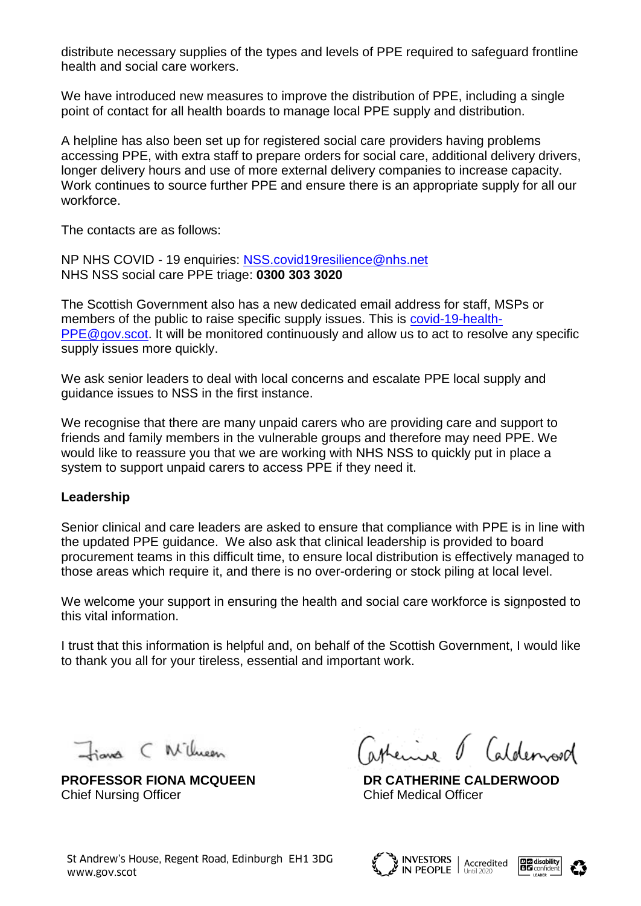distribute necessary supplies of the types and levels of PPE required to safeguard frontline health and social care workers.

We have introduced new measures to improve the distribution of PPE, including a single point of contact for all health boards to manage local PPE supply and distribution.

A helpline has also been set up for registered social care providers having problems accessing PPE, with extra staff to prepare orders for social care, additional delivery drivers, longer delivery hours and use of more external delivery companies to increase capacity. Work continues to source further PPE and ensure there is an appropriate supply for all our workforce.

The contacts are as follows:

NP NHS COVID - 19 enquiries: NSS.covid19resilience@nhs.net
NHS NSS social care PPE triage: **0300 303 3020**

The Scottish Government also has a new dedicated email address for staff, MSPs or members of the public to raise specific supply issues. This is covid-19-health-PPE@gov.scot. It will be monitored continuously and allow us to act to resolve any specific supply issues more quickly.

We ask senior leaders to deal with local concerns and escalate PPE local supply and guidance issues to NSS in the first instance.

We recognise that there are many unpaid carers who are providing care and support to friends and family members in the vulnerable groups and therefore may need PPE. We would like to reassure you that we are working with NHS NSS to quickly put in place a system to support unpaid carers to access PPE if they need it.

**Leadership**

Senior clinical and care leaders are asked to ensure that compliance with PPE is in line with the updated PPE guidance. We also ask that clinical leadership is provided to board procurement teams in this difficult time, to ensure local distribution is effectively managed to those areas which require it, and there is no over-ordering or stock piling at local level.

We welcome your support in ensuring the health and social care workforce is signposted to this vital information.

I trust that this information is helpful and, on behalf of the Scottish Government, I would like to thank you all for your tireless, essential and important work.

Fiona C McQueen

**PROFESSOR FIONA MCQUEEN**
Chief Nursing Officer

Catherine A Calderwood

**DR CATHERINE CALDERWOOD**
Chief Medical Officer

St Andrew's House, Regent Road, Edinburgh EH1 3DG
www.gov.scot